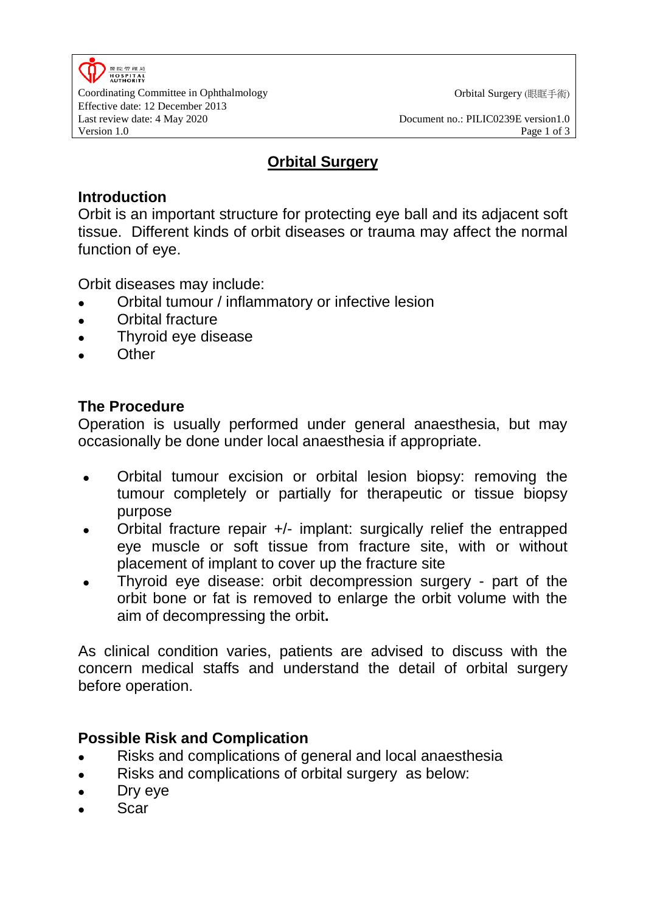# Orbital Surgery

## Introduction

Orbit is an important structure for protecting eye ball and its adjacent soft tissue. Different kinds of orbit diseases or trauma may affect the normal function of eye.

Orbit diseases may include:

- Orbital tumour / inflammatory or infective lesion
- Orbital fracture
- Thyroid eye disease
- Other

## The Procedure

Operation is usually performed under general anaesthesia, but may occasionally be done under local anaesthesia if appropriate.

- Orbital tumour excision or orbital lesion biopsy: removing the tumour completely or partially for therapeutic or tissue biopsy purpose
- Orbital fracture repair +/- implant: surgically relief the entrapped eye muscle or soft tissue from fracture site, with or without placement of implant to cover up the fracture site
- Thyroid eye disease: orbit decompression surgery - part of the orbit bone or fat is removed to enlarge the orbit volume with the aim of decompressing the orbit.

As clinical condition varies, patients are advised to discuss with the concern medical staffs and understand the detail of orbital surgery before operation.

## Possible Risk and Complication

- Risks and complications of general and local anaesthesia
- Risks and complications of orbital surgery as below:
- Dry eye
- Scar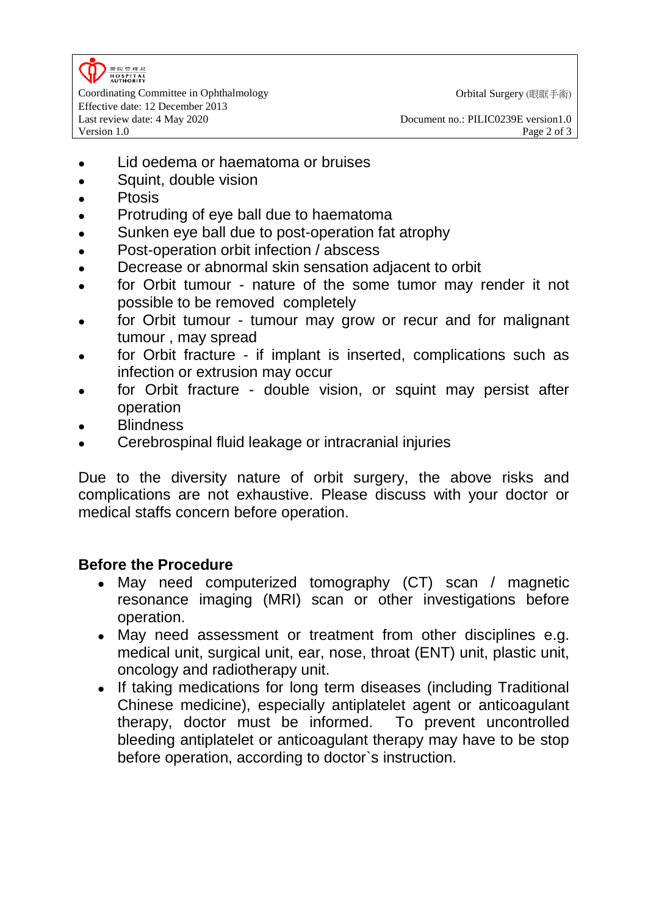- Lid oedema or haematoma or bruises
- Squint, double vision
- Ptosis
- Protruding of eye ball due to haematoma
- Sunken eye ball due to post-operation fat atrophy
- Post-operation orbit infection / abscess
- Decrease or abnormal skin sensation adjacent to orbit
- for Orbit tumour - nature of the some tumor may render it not possible to be removed completely
- for Orbit tumour - tumour may grow or recur and for malignant tumour , may spread
- for Orbit fracture - if implant is inserted, complications such as infection or extrusion may occur
- for Orbit fracture - double vision, or squint may persist after operation
- Blindness
- Cerebrospinal fluid leakage or intracranial injuries

Due to the diversity nature of orbit surgery, the above risks and complications are not exhaustive. Please discuss with your doctor or medical staffs concern before operation.

**Before the Procedure**

- May need computerized tomography (CT) scan / magnetic resonance imaging (MRI) scan or other investigations before operation.
- May need assessment or treatment from other disciplines e.g. medical unit, surgical unit, ear, nose, throat (ENT) unit, plastic unit, oncology and radiotherapy unit.
- If taking medications for long term diseases (including Traditional Chinese medicine), especially antiplatelet agent or anticoagulant therapy, doctor must be informed. To prevent uncontrolled bleeding antiplatelet or anticoagulant therapy may have to be stop before operation, according to doctor`s instruction.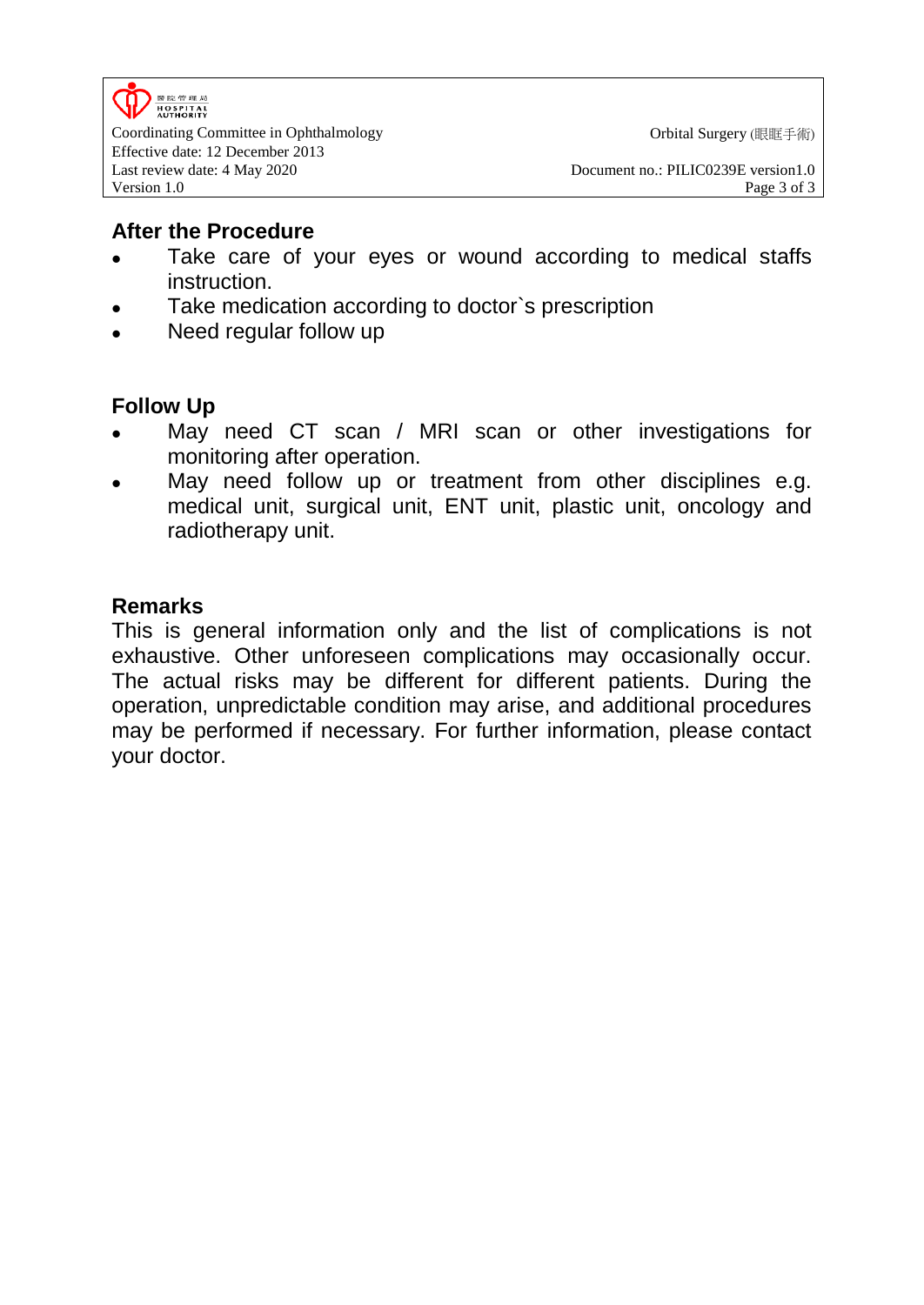## After the Procedure

- Take care of your eyes or wound according to medical staffs instruction.
- Take medication according to doctor`s prescription
- Need regular follow up

## Follow Up

- May need CT scan / MRI scan or other investigations for monitoring after operation.
- May need follow up or treatment from other disciplines e.g. medical unit, surgical unit, ENT unit, plastic unit, oncology and radiotherapy unit.

## Remarks

This is general information only and the list of complications is not exhaustive. Other unforeseen complications may occasionally occur. The actual risks may be different for different patients. During the operation, unpredictable condition may arise, and additional procedures may be performed if necessary. For further information, please contact your doctor.